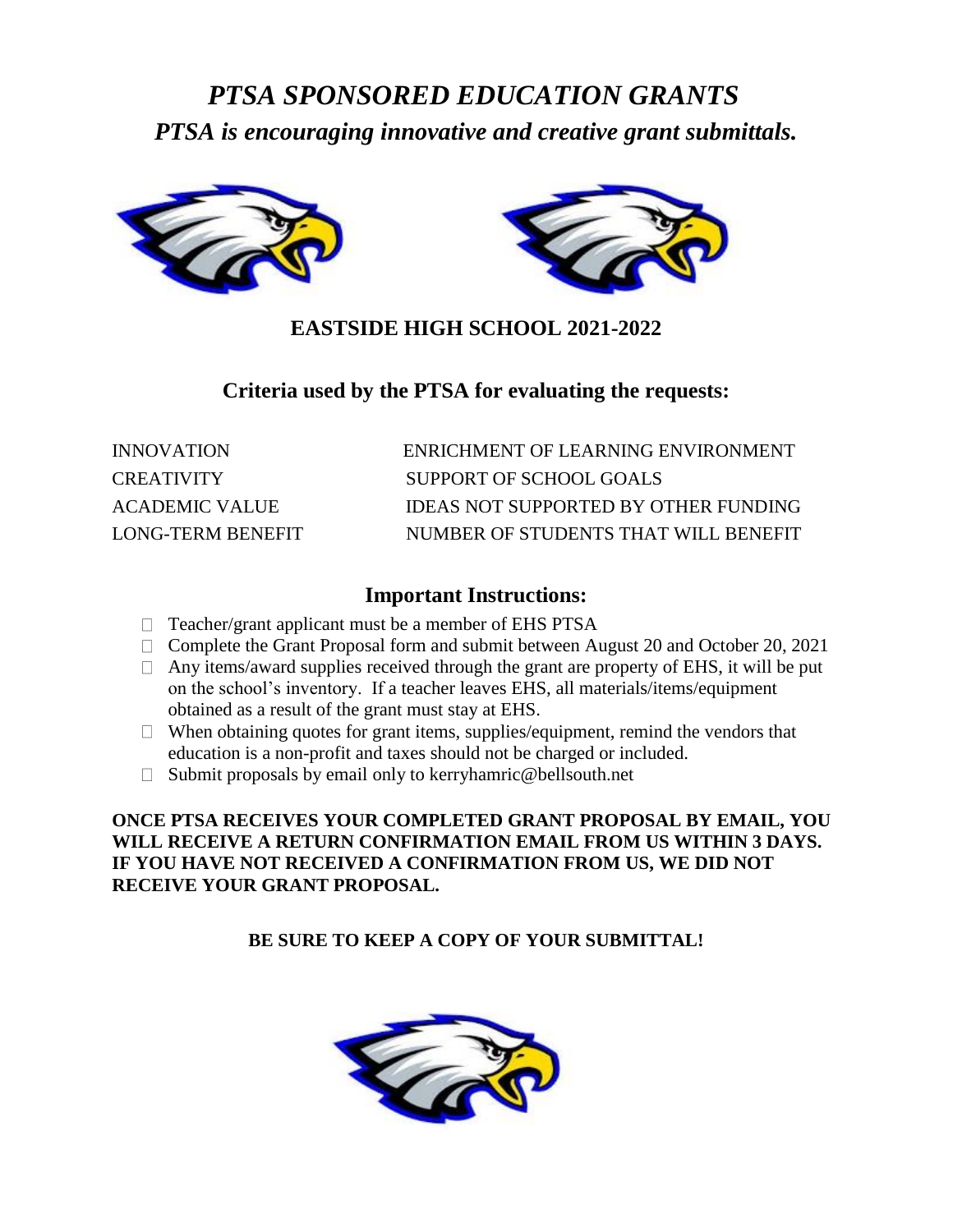# *PTSA SPONSORED EDUCATION GRANTS*

***PTSA is encouraging innovative and creative grant submittals.***

**EASTSIDE HIGH SCHOOL 2021-2022**

## Criteria used by the PTSA for evaluating the requests:

| | |
|---|---|
| INNOVATION | ENRICHMENT OF LEARNING ENVIRONMENT |
| CREATIVITY | SUPPORT OF SCHOOL GOALS |
| ACADEMIC VALUE | IDEAS NOT SUPPORTED BY OTHER FUNDING |
| LONG-TERM BENEFIT | NUMBER OF STUDENTS THAT WILL BENEFIT |

## Important Instructions:

- Teacher/grant applicant must be a member of EHS PTSA
- Complete the Grant Proposal form and submit between August 20 and October 20, 2021
- Any items/award supplies received through the grant are property of EHS, it will be put on the school's inventory. If a teacher leaves EHS, all materials/items/equipment obtained as a result of the grant must stay at EHS.
- When obtaining quotes for grant items, supplies/equipment, remind the vendors that education is a non-profit and taxes should not be charged or included.
- Submit proposals by email only to kerryhamric@bellsouth.net

**ONCE PTSA RECEIVES YOUR COMPLETED GRANT PROPOSAL BY EMAIL, YOU WILL RECEIVE A RETURN CONFIRMATION EMAIL FROM US WITHIN 3 DAYS. IF YOU HAVE NOT RECEIVED A CONFIRMATION FROM US, WE DID NOT RECEIVE YOUR GRANT PROPOSAL.**

**BE SURE TO KEEP A COPY OF YOUR SUBMITTAL!**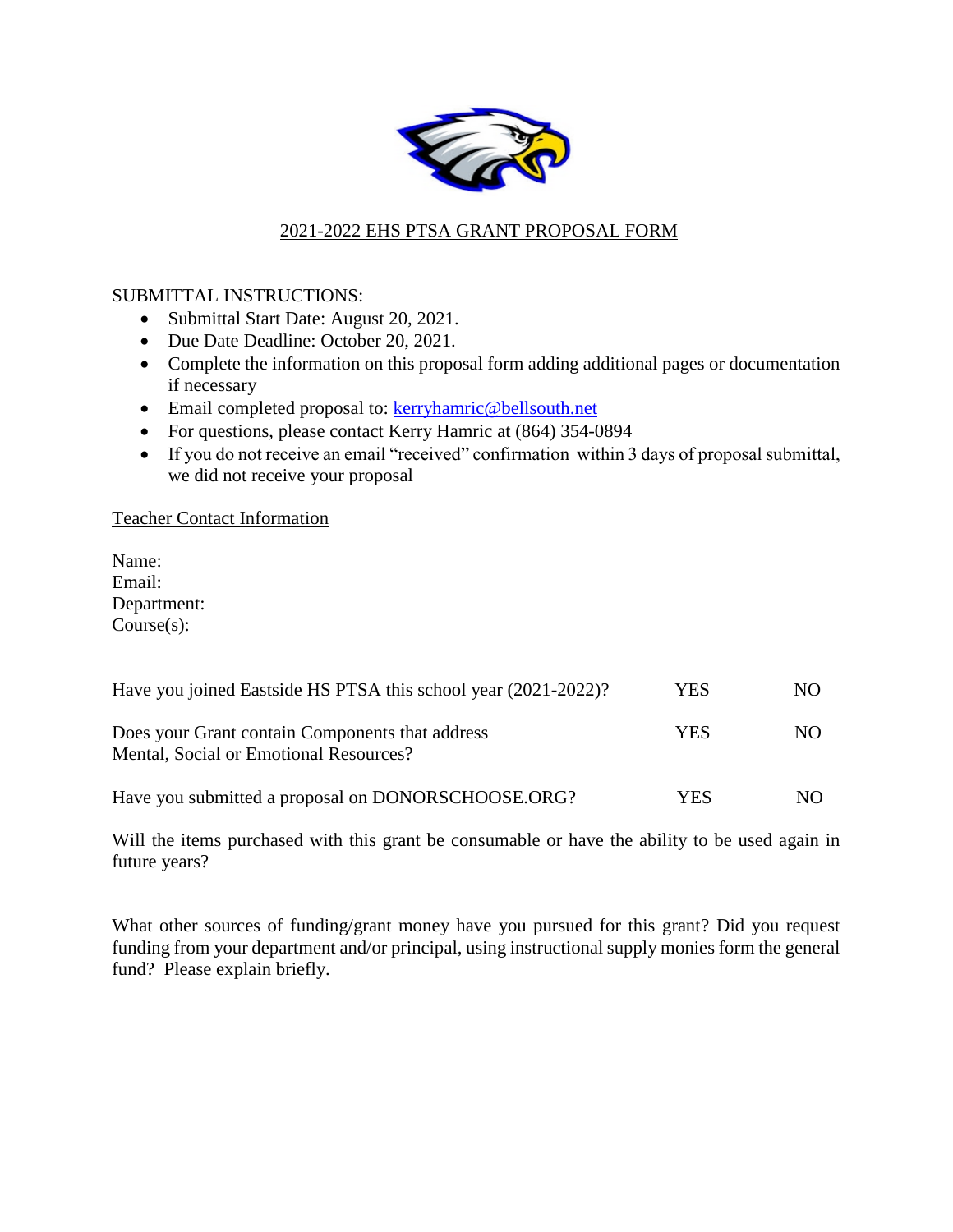# 2021-2022 EHS PTSA GRANT PROPOSAL FORM

SUBMITTAL INSTRUCTIONS:

- Submittal Start Date: August 20, 2021.
- Due Date Deadline: October 20, 2021.
- Complete the information on this proposal form adding additional pages or documentation if necessary
- Email completed proposal to: kerryhamric@bellsouth.net
- For questions, please contact Kerry Hamric at (864) 354-0894
- If you do not receive an email "received" confirmation within 3 days of proposal submittal, we did not receive your proposal

## Teacher Contact Information

Name:
Email:
Department:
Course(s):

| | | |
|---|---|---|
| Have you joined Eastside HS PTSA this school year (2021-2022)? | YES | NO |
| Does your Grant contain Components that address Mental, Social or Emotional Resources? | YES | NO |
| Have you submitted a proposal on DONORSCHOOSE.ORG? | YES | NO |

Will the items purchased with this grant be consumable or have the ability to be used again in future years?

What other sources of funding/grant money have you pursued for this grant? Did you request funding from your department and/or principal, using instructional supply monies form the general fund? Please explain briefly.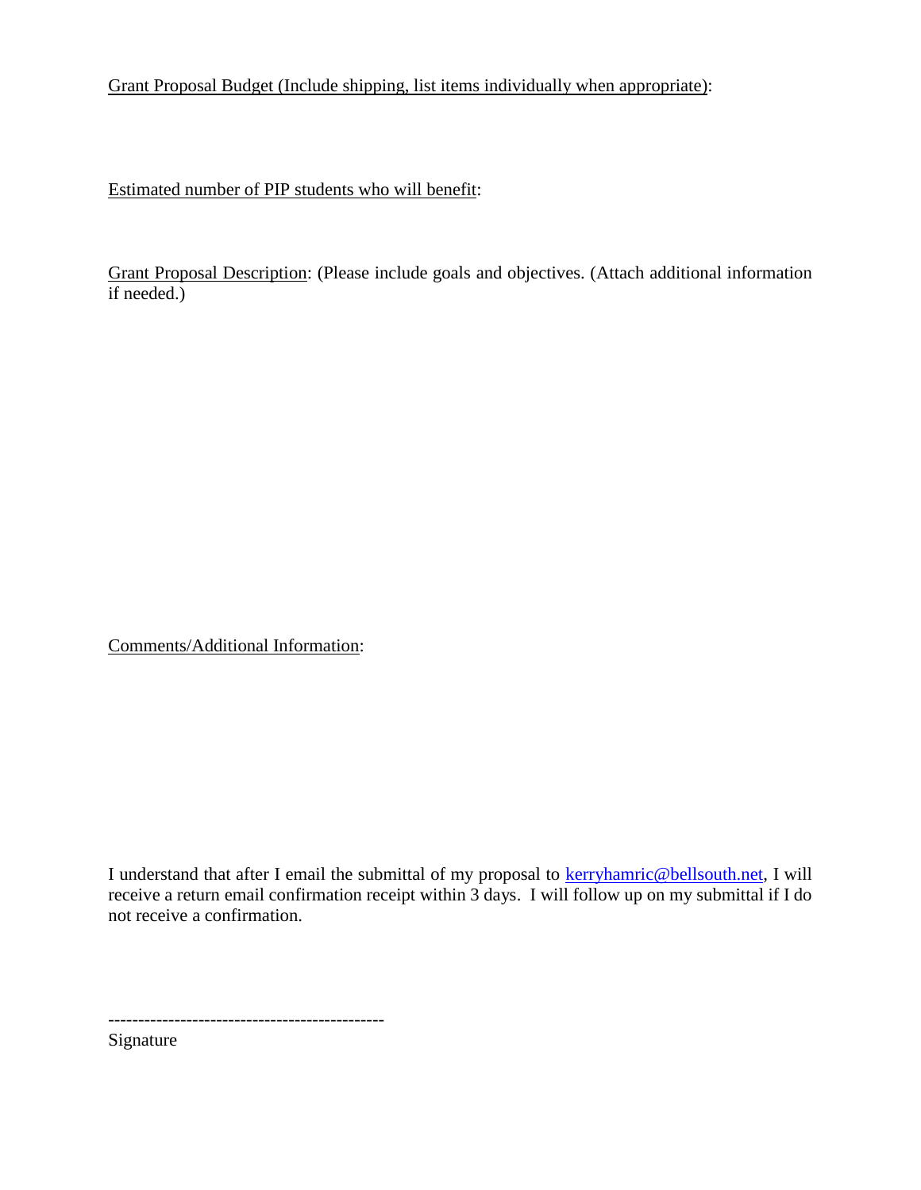<u>Grant Proposal Budget (Include shipping, list items individually when appropriate)</u>:

<u>Estimated number of PIP students who will benefit</u>:

<u>Grant Proposal Description</u>: (Please include goals and objectives. (Attach additional information if needed.)

<u>Comments/Additional Information</u>:

I understand that after I email the submittal of my proposal to [kerryhamric@bellsouth.net](mailto:kerryhamric@bellsouth.net), I will receive a return email confirmation receipt within 3 days. I will follow up on my submittal if I do not receive a confirmation.

---------------------------------------------

Signature